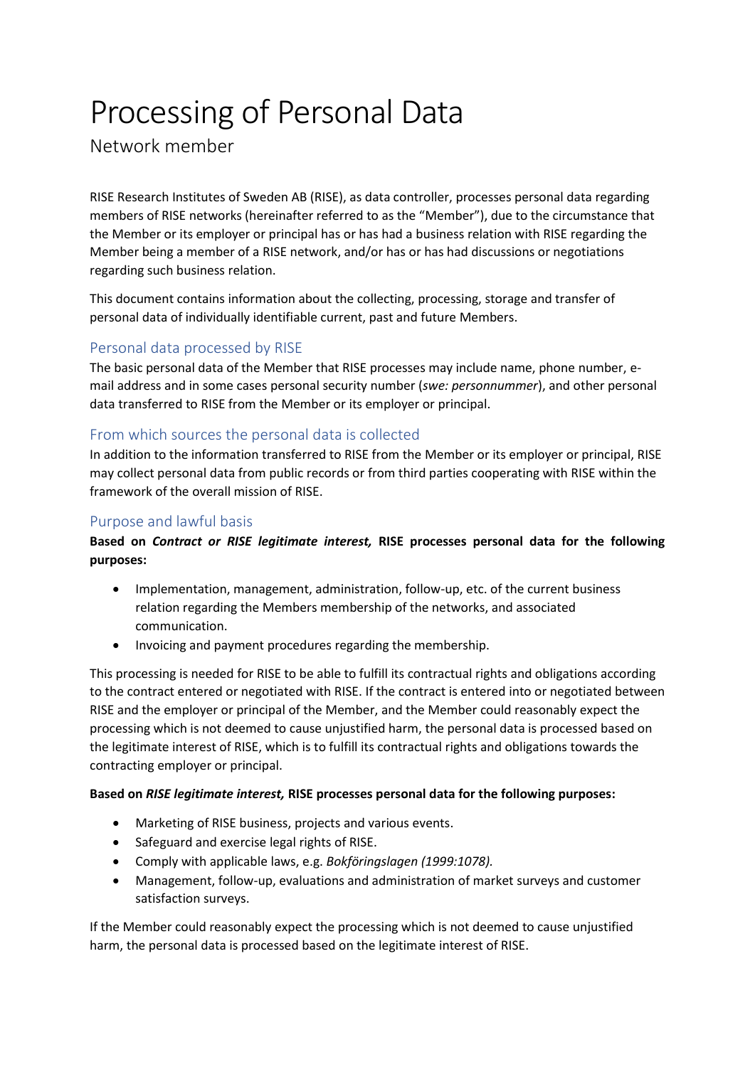# Processing of Personal Data

Network member

RISE Research Institutes of Sweden AB (RISE), as data controller, processes personal data regarding members of RISE networks (hereinafter referred to as the "Member"), due to the circumstance that the Member or its employer or principal has or has had a business relation with RISE regarding the Member being a member of a RISE network, and/or has or has had discussions or negotiations regarding such business relation.

This document contains information about the collecting, processing, storage and transfer of personal data of individually identifiable current, past and future Members.

## Personal data processed by RISE

The basic personal data of the Member that RISE processes may include name, phone number, e-mail address and in some cases personal security number (*swe: personnummer*), and other personal data transferred to RISE from the Member or its employer or principal.

## From which sources the personal data is collected

In addition to the information transferred to RISE from the Member or its employer or principal, RISE may collect personal data from public records or from third parties cooperating with RISE within the framework of the overall mission of RISE.

## Purpose and lawful basis

**Based on *Contract or RISE legitimate interest,* RISE processes personal data for the following purposes:**

- Implementation, management, administration, follow-up, etc. of the current business relation regarding the Members membership of the networks, and associated communication.
- Invoicing and payment procedures regarding the membership.

This processing is needed for RISE to be able to fulfill its contractual rights and obligations according to the contract entered or negotiated with RISE. If the contract is entered into or negotiated between RISE and the employer or principal of the Member, and the Member could reasonably expect the processing which is not deemed to cause unjustified harm, the personal data is processed based on the legitimate interest of RISE, which is to fulfill its contractual rights and obligations towards the contracting employer or principal.

**Based on *RISE legitimate interest,* RISE processes personal data for the following purposes:**

- Marketing of RISE business, projects and various events.
- Safeguard and exercise legal rights of RISE.
- Comply with applicable laws, e.g. *Bokföringslagen (1999:1078).*
- Management, follow-up, evaluations and administration of market surveys and customer satisfaction surveys.

If the Member could reasonably expect the processing which is not deemed to cause unjustified harm, the personal data is processed based on the legitimate interest of RISE.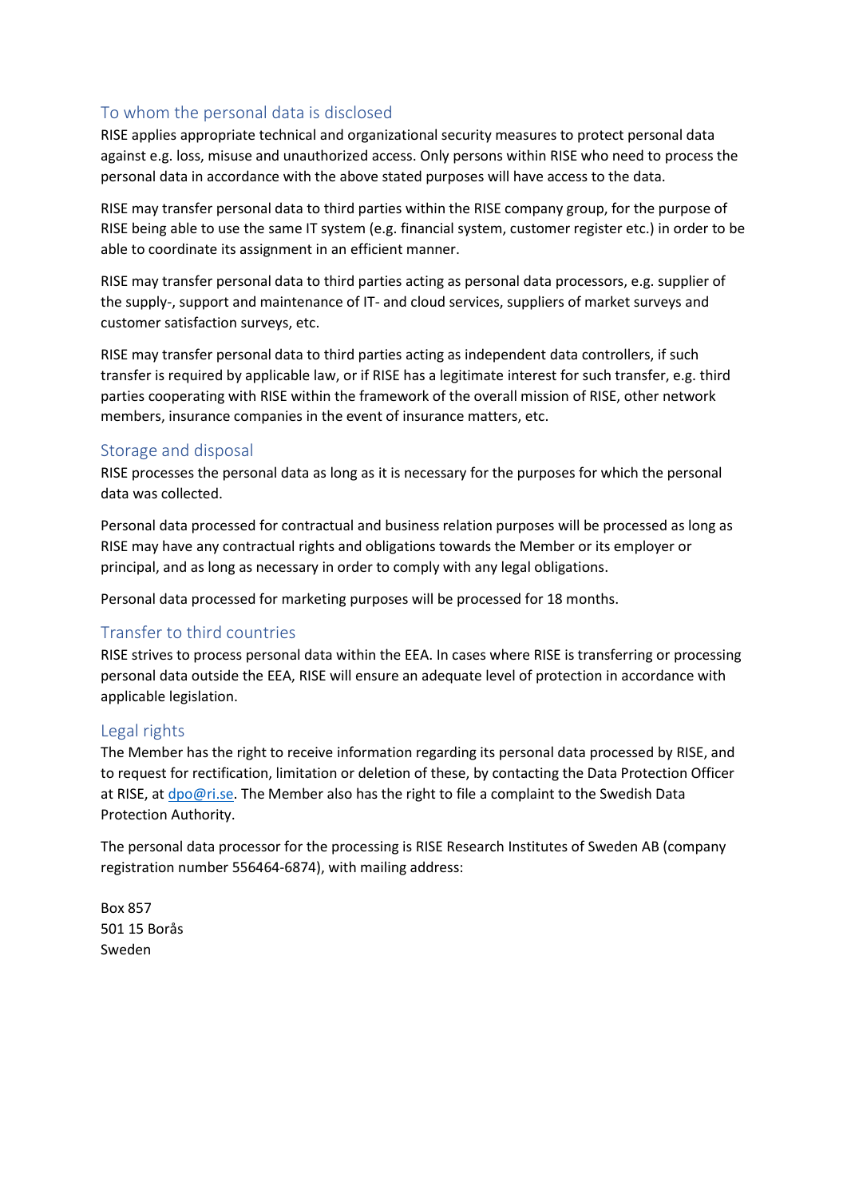## To whom the personal data is disclosed

RISE applies appropriate technical and organizational security measures to protect personal data against e.g. loss, misuse and unauthorized access. Only persons within RISE who need to process the personal data in accordance with the above stated purposes will have access to the data.

RISE may transfer personal data to third parties within the RISE company group, for the purpose of RISE being able to use the same IT system (e.g. financial system, customer register etc.) in order to be able to coordinate its assignment in an efficient manner.

RISE may transfer personal data to third parties acting as personal data processors, e.g. supplier of the supply-, support and maintenance of IT- and cloud services, suppliers of market surveys and customer satisfaction surveys, etc.

RISE may transfer personal data to third parties acting as independent data controllers, if such transfer is required by applicable law, or if RISE has a legitimate interest for such transfer, e.g. third parties cooperating with RISE within the framework of the overall mission of RISE, other network members, insurance companies in the event of insurance matters, etc.

## Storage and disposal

RISE processes the personal data as long as it is necessary for the purposes for which the personal data was collected.

Personal data processed for contractual and business relation purposes will be processed as long as RISE may have any contractual rights and obligations towards the Member or its employer or principal, and as long as necessary in order to comply with any legal obligations.

Personal data processed for marketing purposes will be processed for 18 months.

## Transfer to third countries

RISE strives to process personal data within the EEA. In cases where RISE is transferring or processing personal data outside the EEA, RISE will ensure an adequate level of protection in accordance with applicable legislation.

## Legal rights

The Member has the right to receive information regarding its personal data processed by RISE, and to request for rectification, limitation or deletion of these, by contacting the Data Protection Officer at RISE, at dpo@ri.se. The Member also has the right to file a complaint to the Swedish Data Protection Authority.

The personal data processor for the processing is RISE Research Institutes of Sweden AB (company registration number 556464-6874), with mailing address:

Box 857  
501 15 Borås  
Sweden